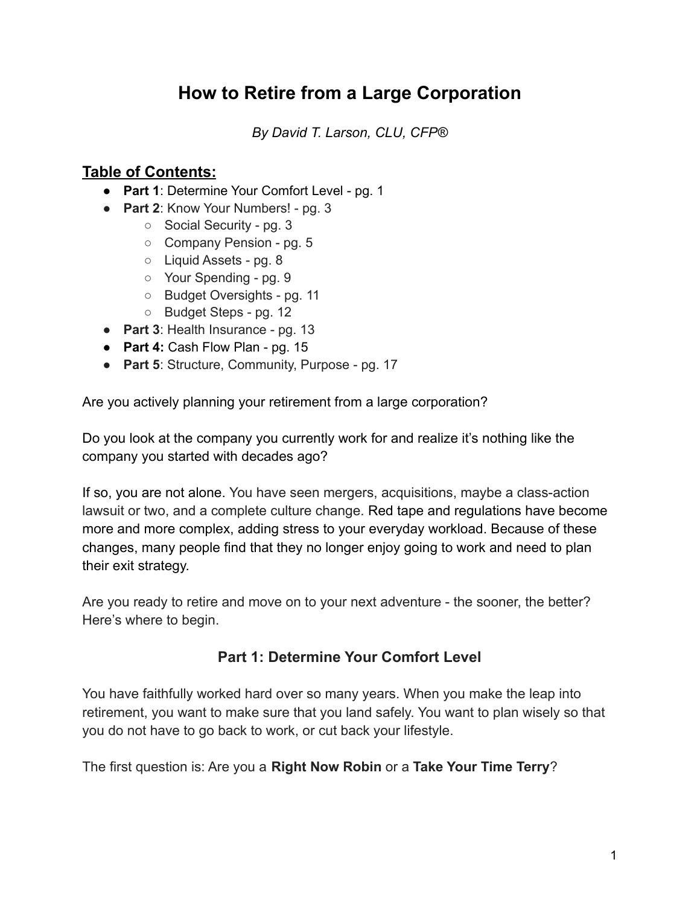# How to Retire from a Large Corporation

*By David T. Larson, CLU, CFP®*

## Table of Contents:

- **Part 1**: Determine Your Comfort Level - pg. 1
- **Part 2**: Know Your Numbers! - pg. 3
  - Social Security - pg. 3
  - Company Pension - pg. 5
  - Liquid Assets - pg. 8
  - Your Spending - pg. 9
  - Budget Oversights - pg. 11
  - Budget Steps - pg. 12
- **Part 3**: Health Insurance - pg. 13
- **Part 4:** Cash Flow Plan - pg. 15
- **Part 5**: Structure, Community, Purpose - pg. 17

Are you actively planning your retirement from a large corporation?

Do you look at the company you currently work for and realize it's nothing like the company you started with decades ago?

If so, you are not alone. You have seen mergers, acquisitions, maybe a class-action lawsuit or two, and a complete culture change. Red tape and regulations have become more and more complex, adding stress to your everyday workload. Because of these changes, many people find that they no longer enjoy going to work and need to plan their exit strategy.

Are you ready to retire and move on to your next adventure - the sooner, the better? Here's where to begin.

### Part 1: Determine Your Comfort Level

You have faithfully worked hard over so many years. When you make the leap into retirement, you want to make sure that you land safely. You want to plan wisely so that you do not have to go back to work, or cut back your lifestyle.

The first question is: Are you a **Right Now Robin** or a **Take Your Time Terry**?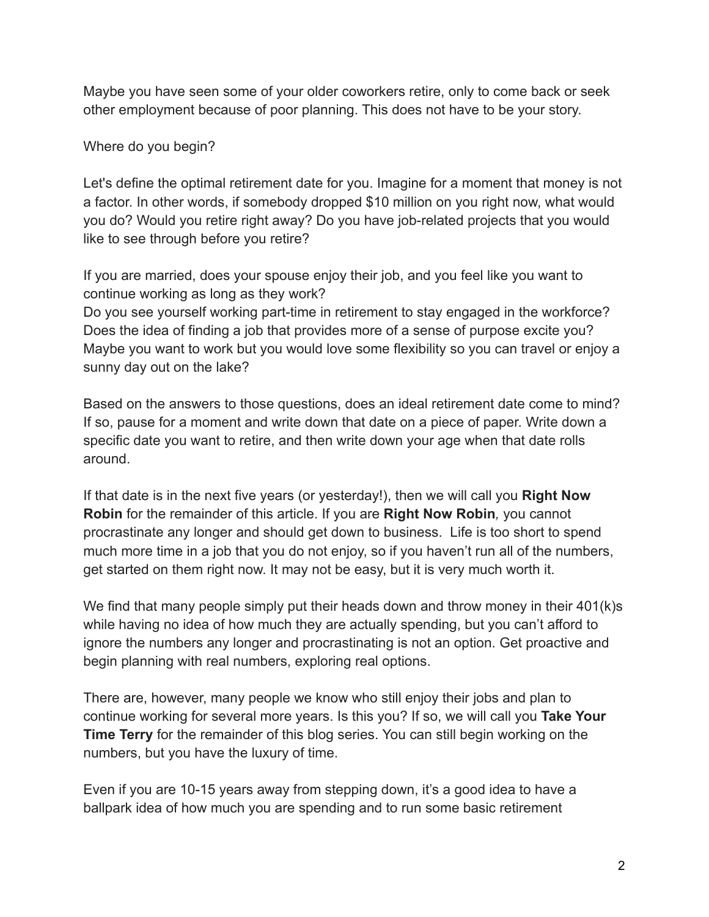Maybe you have seen some of your older coworkers retire, only to come back or seek other employment because of poor planning. This does not have to be your story.

Where do you begin?

Let's define the optimal retirement date for you. Imagine for a moment that money is not a factor. In other words, if somebody dropped $10 million on you right now, what would you do? Would you retire right away? Do you have job-related projects that you would like to see through before you retire?

If you are married, does your spouse enjoy their job, and you feel like you want to continue working as long as they work?
Do you see yourself working part-time in retirement to stay engaged in the workforce? Does the idea of finding a job that provides more of a sense of purpose excite you? Maybe you want to work but you would love some flexibility so you can travel or enjoy a sunny day out on the lake?

Based on the answers to those questions, does an ideal retirement date come to mind? If so, pause for a moment and write down that date on a piece of paper. Write down a specific date you want to retire, and then write down your age when that date rolls around.

If that date is in the next five years (or yesterday!), then we will call you **Right Now Robin** for the remainder of this article. If you are **Right Now Robin***,* you cannot procrastinate any longer and should get down to business. Life is too short to spend much more time in a job that you do not enjoy, so if you haven't run all of the numbers, get started on them right now. It may not be easy, but it is very much worth it.

We find that many people simply put their heads down and throw money in their 401(k)s while having no idea of how much they are actually spending, but you can't afford to ignore the numbers any longer and procrastinating is not an option. Get proactive and begin planning with real numbers, exploring real options.

There are, however, many people we know who still enjoy their jobs and plan to continue working for several more years. Is this you? If so, we will call you **Take Your Time Terry** for the remainder of this blog series. You can still begin working on the numbers, but you have the luxury of time.

Even if you are 10-15 years away from stepping down, it's a good idea to have a ballpark idea of how much you are spending and to run some basic retirement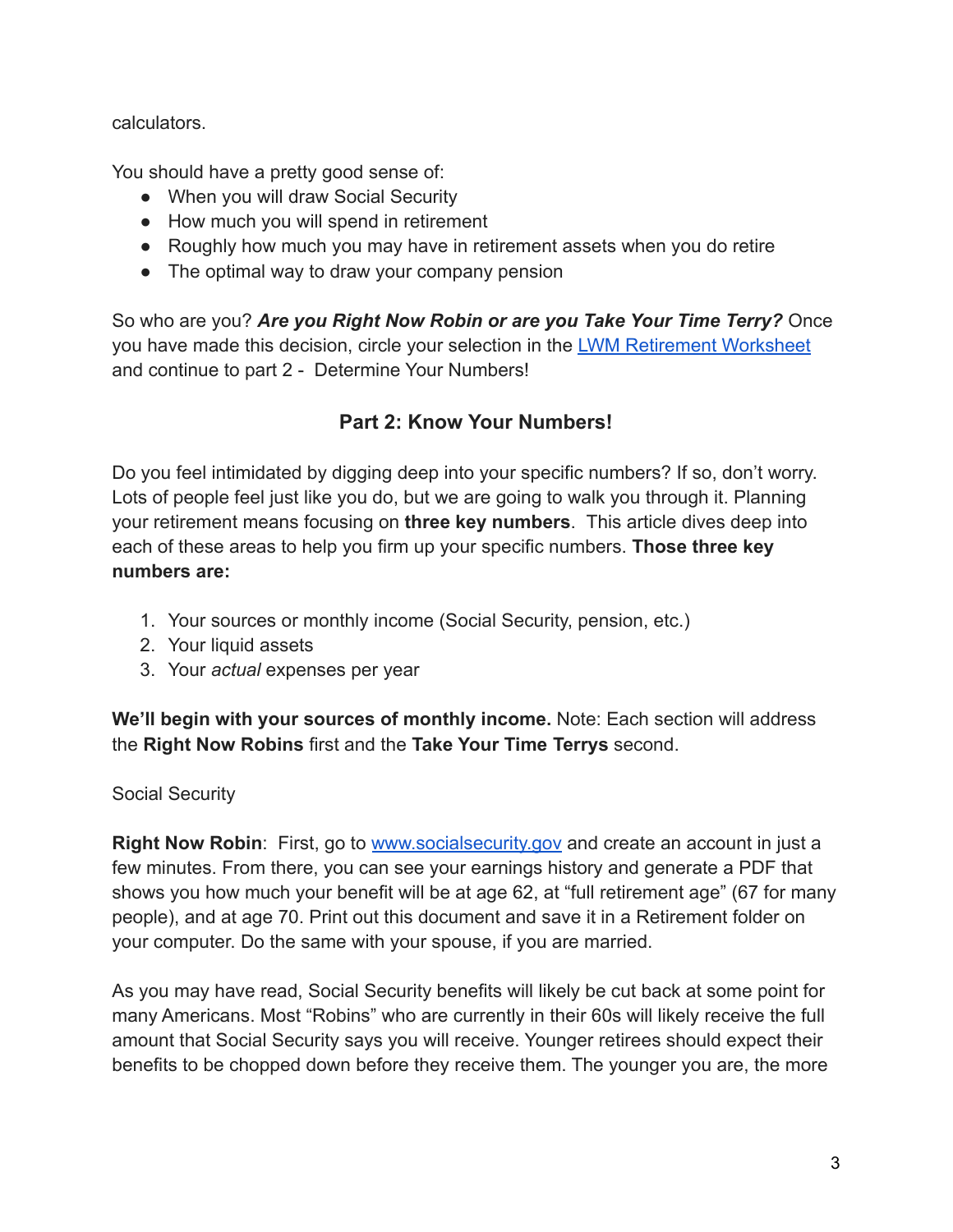calculators.

You should have a pretty good sense of:

- When you will draw Social Security
- How much you will spend in retirement
- Roughly how much you may have in retirement assets when you do retire
- The optimal way to draw your company pension

So who are you? ***Are you Right Now Robin or are you Take Your Time Terry?*** Once you have made this decision, circle your selection in the [LWM Retirement Worksheet](#) and continue to part 2 - Determine Your Numbers!

## Part 2: Know Your Numbers!

Do you feel intimidated by digging deep into your specific numbers? If so, don't worry. Lots of people feel just like you do, but we are going to walk you through it. Planning your retirement means focusing on **three key numbers**. This article dives deep into each of these areas to help you firm up your specific numbers. **Those three key numbers are:**

1. Your sources or monthly income (Social Security, pension, etc.)
2. Your liquid assets
3. Your *actual* expenses per year

**We'll begin with your sources of monthly income.** Note: Each section will address the **Right Now Robins** first and the **Take Your Time Terrys** second.

Social Security

**Right Now Robin**: First, go to [www.socialsecurity.gov](http://www.socialsecurity.gov) and create an account in just a few minutes. From there, you can see your earnings history and generate a PDF that shows you how much your benefit will be at age 62, at "full retirement age" (67 for many people), and at age 70. Print out this document and save it in a Retirement folder on your computer. Do the same with your spouse, if you are married.

As you may have read, Social Security benefits will likely be cut back at some point for many Americans. Most "Robins" who are currently in their 60s will likely receive the full amount that Social Security says you will receive. Younger retirees should expect their benefits to be chopped down before they receive them. The younger you are, the more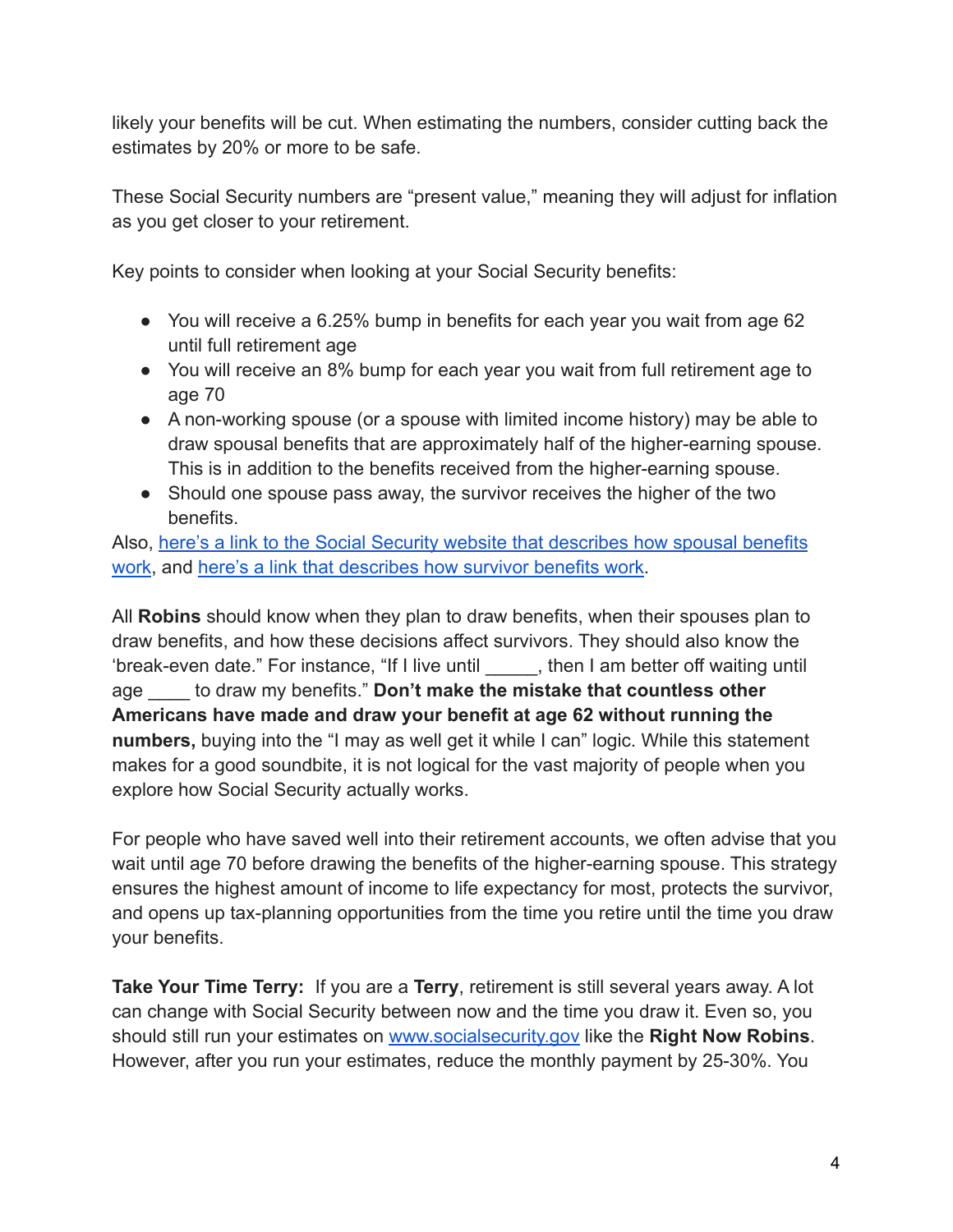likely your benefits will be cut. When estimating the numbers, consider cutting back the estimates by 20% or more to be safe.

These Social Security numbers are "present value," meaning they will adjust for inflation as you get closer to your retirement.

Key points to consider when looking at your Social Security benefits:

- You will receive a 6.25% bump in benefits for each year you wait from age 62 until full retirement age
- You will receive an 8% bump for each year you wait from full retirement age to age 70
- A non-working spouse (or a spouse with limited income history) may be able to draw spousal benefits that are approximately half of the higher-earning spouse. This is in addition to the benefits received from the higher-earning spouse.
- Should one spouse pass away, the survivor receives the higher of the two benefits.

Also, here's a link to the Social Security website that describes how spousal benefits work, and here's a link that describes how survivor benefits work.

All **Robins** should know when they plan to draw benefits, when their spouses plan to draw benefits, and how these decisions affect survivors. They should also know the 'break-even date." For instance, "If I live until _____, then I am better off waiting until age ____ to draw my benefits." **Don't make the mistake that countless other Americans have made and draw your benefit at age 62 without running the numbers,** buying into the "I may as well get it while I can" logic. While this statement makes for a good soundbite, it is not logical for the vast majority of people when you explore how Social Security actually works.

For people who have saved well into their retirement accounts, we often advise that you wait until age 70 before drawing the benefits of the higher-earning spouse. This strategy ensures the highest amount of income to life expectancy for most, protects the survivor, and opens up tax-planning opportunities from the time you retire until the time you draw your benefits.

**Take Your Time Terry:** If you are a **Terry**, retirement is still several years away. A lot can change with Social Security between now and the time you draw it. Even so, you should still run your estimates on www.socialsecurity.gov like the **Right Now Robins**. However, after you run your estimates, reduce the monthly payment by 25-30%. You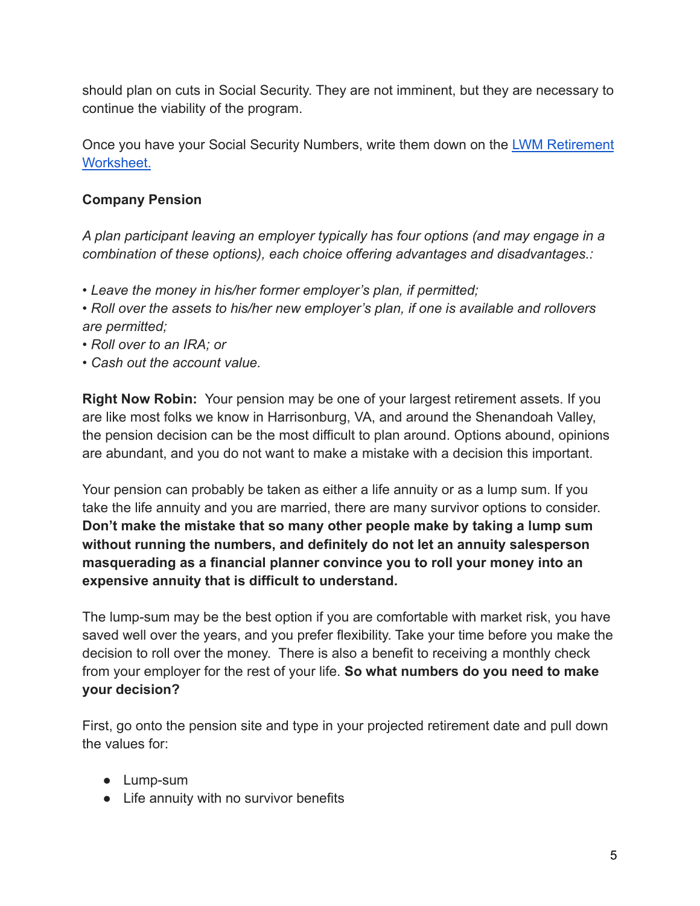should plan on cuts in Social Security. They are not imminent, but they are necessary to continue the viability of the program.

Once you have your Social Security Numbers, write them down on the [LWM Retirement Worksheet.]()

**Company Pension**

*A plan participant leaving an employer typically has four options (and may engage in a combination of these options), each choice offering advantages and disadvantages.:*

*• Leave the money in his/her former employer's plan, if permitted;*
*• Roll over the assets to his/her new employer's plan, if one is available and rollovers are permitted;*
*• Roll over to an IRA; or*
*• Cash out the account value.*

**Right Now Robin:** Your pension may be one of your largest retirement assets. If you are like most folks we know in Harrisonburg, VA, and around the Shenandoah Valley, the pension decision can be the most difficult to plan around. Options abound, opinions are abundant, and you do not want to make a mistake with a decision this important.

Your pension can probably be taken as either a life annuity or as a lump sum. If you take the life annuity and you are married, there are many survivor options to consider. **Don't make the mistake that so many other people make by taking a lump sum without running the numbers, and definitely do not let an annuity salesperson masquerading as a financial planner convince you to roll your money into an expensive annuity that is difficult to understand.**

The lump-sum may be the best option if you are comfortable with market risk, you have saved well over the years, and you prefer flexibility. Take your time before you make the decision to roll over the money. There is also a benefit to receiving a monthly check from your employer for the rest of your life. **So what numbers do you need to make your decision?**

First, go onto the pension site and type in your projected retirement date and pull down the values for:

- Lump-sum
- Life annuity with no survivor benefits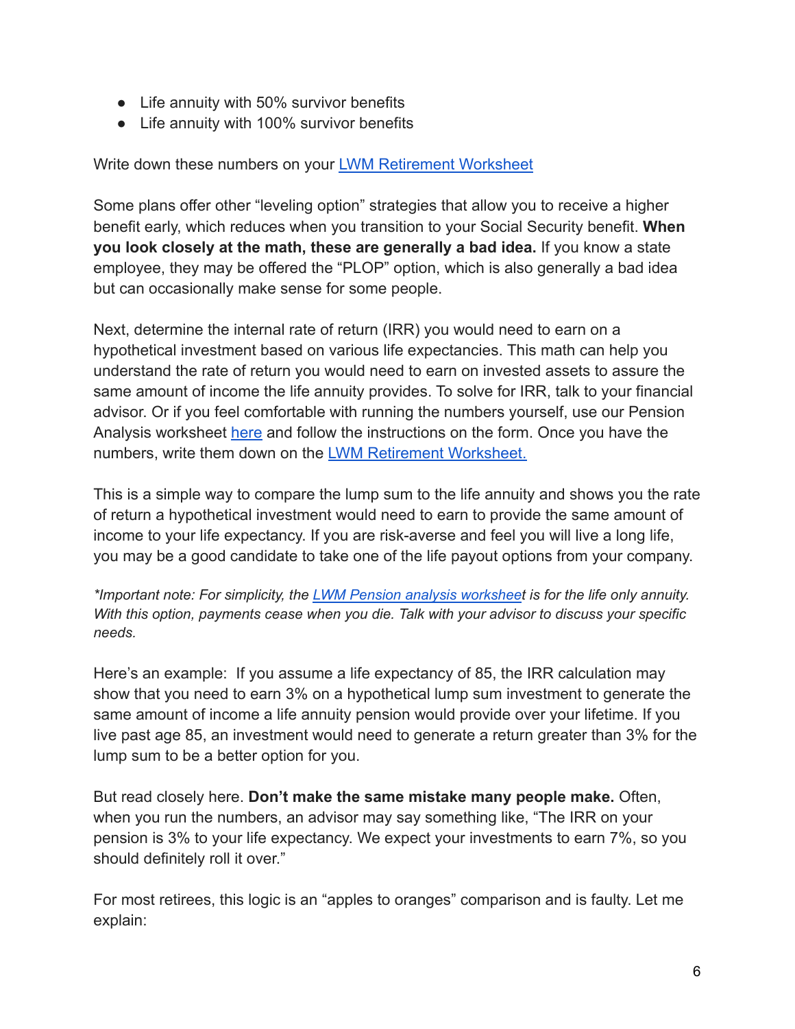- Life annuity with 50% survivor benefits
- Life annuity with 100% survivor benefits

Write down these numbers on your [LWM Retirement Worksheet]

Some plans offer other "leveling option" strategies that allow you to receive a higher benefit early, which reduces when you transition to your Social Security benefit. **When you look closely at the math, these are generally a bad idea.** If you know a state employee, they may be offered the "PLOP" option, which is also generally a bad idea but can occasionally make sense for some people.

Next, determine the internal rate of return (IRR) you would need to earn on a hypothetical investment based on various life expectancies. This math can help you understand the rate of return you would need to earn on invested assets to assure the same amount of income the life annuity provides. To solve for IRR, talk to your financial advisor. Or if you feel comfortable with running the numbers yourself, use our Pension Analysis worksheet [here] and follow the instructions on the form. Once you have the numbers, write them down on the [LWM Retirement Worksheet.]

This is a simple way to compare the lump sum to the life annuity and shows you the rate of return a hypothetical investment would need to earn to provide the same amount of income to your life expectancy. If you are risk-averse and feel you will live a long life, you may be a good candidate to take one of the life payout options from your company.

*\*Important note: For simplicity, the [LWM Pension analysis worksheet] is for the life only annuity. With this option, payments cease when you die. Talk with your advisor to discuss your specific needs.*

Here's an example: If you assume a life expectancy of 85, the IRR calculation may show that you need to earn 3% on a hypothetical lump sum investment to generate the same amount of income a life annuity pension would provide over your lifetime. If you live past age 85, an investment would need to generate a return greater than 3% for the lump sum to be a better option for you.

But read closely here. **Don't make the same mistake many people make.** Often, when you run the numbers, an advisor may say something like, "The IRR on your pension is 3% to your life expectancy. We expect your investments to earn 7%, so you should definitely roll it over."

For most retirees, this logic is an "apples to oranges" comparison and is faulty. Let me explain: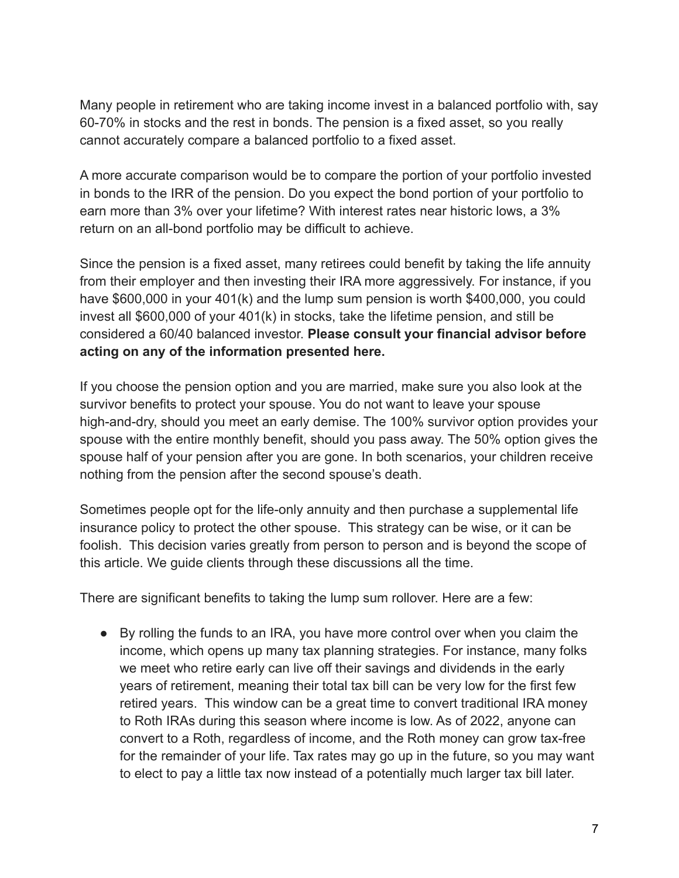Many people in retirement who are taking income invest in a balanced portfolio with, say 60-70% in stocks and the rest in bonds. The pension is a fixed asset, so you really cannot accurately compare a balanced portfolio to a fixed asset.

A more accurate comparison would be to compare the portion of your portfolio invested in bonds to the IRR of the pension. Do you expect the bond portion of your portfolio to earn more than 3% over your lifetime? With interest rates near historic lows, a 3% return on an all-bond portfolio may be difficult to achieve.

Since the pension is a fixed asset, many retirees could benefit by taking the life annuity from their employer and then investing their IRA more aggressively. For instance, if you have $600,000 in your 401(k) and the lump sum pension is worth $400,000, you could invest all $600,000 of your 401(k) in stocks, take the lifetime pension, and still be considered a 60/40 balanced investor. **Please consult your financial advisor before acting on any of the information presented here.**

If you choose the pension option and you are married, make sure you also look at the survivor benefits to protect your spouse. You do not want to leave your spouse high-and-dry, should you meet an early demise. The 100% survivor option provides your spouse with the entire monthly benefit, should you pass away. The 50% option gives the spouse half of your pension after you are gone. In both scenarios, your children receive nothing from the pension after the second spouse's death.

Sometimes people opt for the life-only annuity and then purchase a supplemental life insurance policy to protect the other spouse. This strategy can be wise, or it can be foolish. This decision varies greatly from person to person and is beyond the scope of this article. We guide clients through these discussions all the time.

There are significant benefits to taking the lump sum rollover. Here are a few:

- By rolling the funds to an IRA, you have more control over when you claim the income, which opens up many tax planning strategies. For instance, many folks we meet who retire early can live off their savings and dividends in the early years of retirement, meaning their total tax bill can be very low for the first few retired years. This window can be a great time to convert traditional IRA money to Roth IRAs during this season where income is low. As of 2022, anyone can convert to a Roth, regardless of income, and the Roth money can grow tax-free for the remainder of your life. Tax rates may go up in the future, so you may want to elect to pay a little tax now instead of a potentially much larger tax bill later.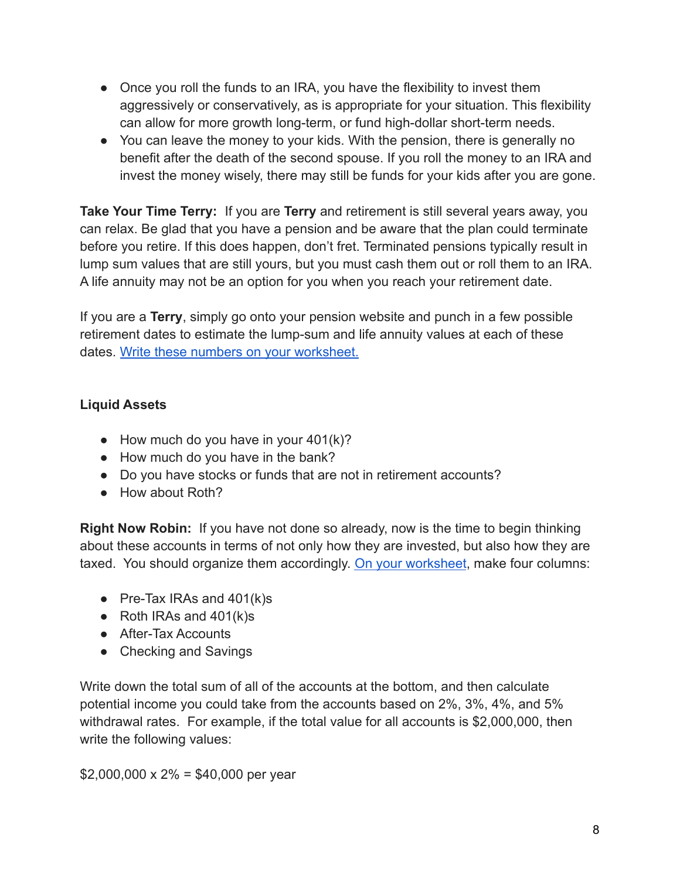- Once you roll the funds to an IRA, you have the flexibility to invest them aggressively or conservatively, as is appropriate for your situation. This flexibility can allow for more growth long-term, or fund high-dollar short-term needs.
- You can leave the money to your kids. With the pension, there is generally no benefit after the death of the second spouse. If you roll the money to an IRA and invest the money wisely, there may still be funds for your kids after you are gone.

**Take Your Time Terry:** If you are **Terry** and retirement is still several years away, you can relax. Be glad that you have a pension and be aware that the plan could terminate before you retire. If this does happen, don't fret. Terminated pensions typically result in lump sum values that are still yours, but you must cash them out or roll them to an IRA. A life annuity may not be an option for you when you reach your retirement date.

If you are a **Terry**, simply go onto your pension website and punch in a few possible retirement dates to estimate the lump-sum and life annuity values at each of these dates. Write these numbers on your worksheet.

**Liquid Assets**

- How much do you have in your 401(k)?
- How much do you have in the bank?
- Do you have stocks or funds that are not in retirement accounts?
- How about Roth?

**Right Now Robin:** If you have not done so already, now is the time to begin thinking about these accounts in terms of not only how they are invested, but also how they are taxed. You should organize them accordingly. On your worksheet, make four columns:

- Pre-Tax IRAs and 401(k)s
- Roth IRAs and 401(k)s
- After-Tax Accounts
- Checking and Savings

Write down the total sum of all of the accounts at the bottom, and then calculate potential income you could take from the accounts based on 2%, 3%, 4%, and 5% withdrawal rates. For example, if the total value for all accounts is $2,000,000, then write the following values:

$2,000,000 x 2% = $40,000 per year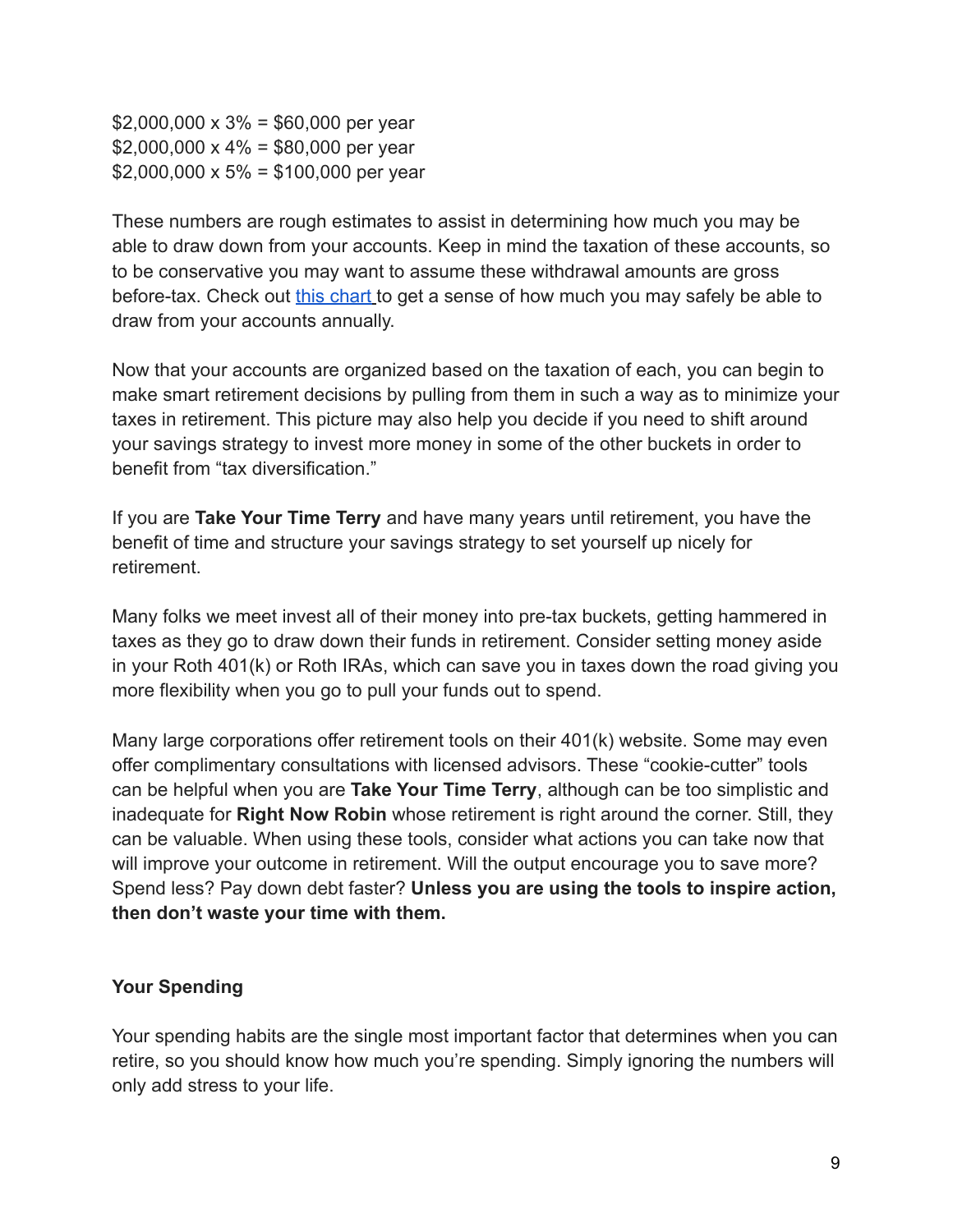$2,000,000 x 3% = $60,000 per year
$2,000,000 x 4% = $80,000 per year
$2,000,000 x 5% = $100,000 per year

These numbers are rough estimates to assist in determining how much you may be able to draw down from your accounts. Keep in mind the taxation of these accounts, so to be conservative you may want to assume these withdrawal amounts are gross before-tax. Check out this chart to get a sense of how much you may safely be able to draw from your accounts annually.

Now that your accounts are organized based on the taxation of each, you can begin to make smart retirement decisions by pulling from them in such a way as to minimize your taxes in retirement. This picture may also help you decide if you need to shift around your savings strategy to invest more money in some of the other buckets in order to benefit from "tax diversification."

If you are **Take Your Time Terry** and have many years until retirement, you have the benefit of time and structure your savings strategy to set yourself up nicely for retirement.

Many folks we meet invest all of their money into pre-tax buckets, getting hammered in taxes as they go to draw down their funds in retirement. Consider setting money aside in your Roth 401(k) or Roth IRAs, which can save you in taxes down the road giving you more flexibility when you go to pull your funds out to spend.

Many large corporations offer retirement tools on their 401(k) website. Some may even offer complimentary consultations with licensed advisors. These "cookie-cutter" tools can be helpful when you are **Take Your Time Terry**, although can be too simplistic and inadequate for **Right Now Robin** whose retirement is right around the corner. Still, they can be valuable. When using these tools, consider what actions you can take now that will improve your outcome in retirement. Will the output encourage you to save more? Spend less? Pay down debt faster? **Unless you are using the tools to inspire action, then don't waste your time with them.**

**Your Spending**

Your spending habits are the single most important factor that determines when you can retire, so you should know how much you're spending. Simply ignoring the numbers will only add stress to your life.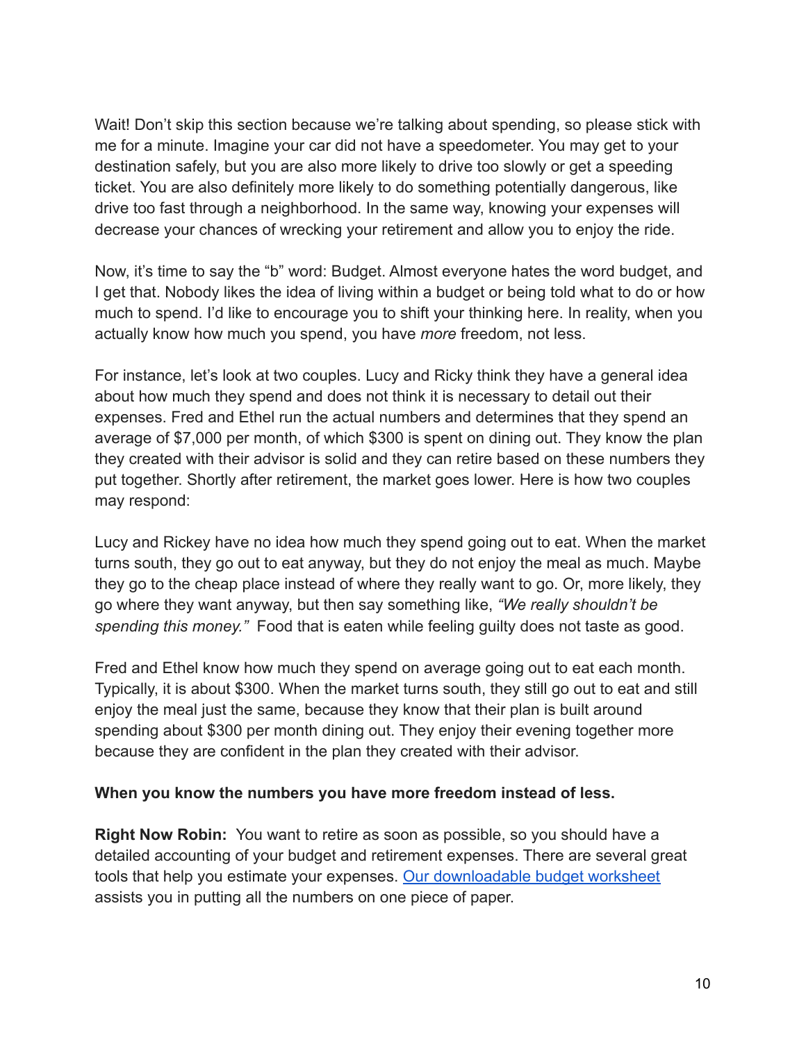Wait! Don't skip this section because we're talking about spending, so please stick with me for a minute. Imagine your car did not have a speedometer. You may get to your destination safely, but you are also more likely to drive too slowly or get a speeding ticket. You are also definitely more likely to do something potentially dangerous, like drive too fast through a neighborhood. In the same way, knowing your expenses will decrease your chances of wrecking your retirement and allow you to enjoy the ride.

Now, it's time to say the "b" word: Budget. Almost everyone hates the word budget, and I get that. Nobody likes the idea of living within a budget or being told what to do or how much to spend. I'd like to encourage you to shift your thinking here. In reality, when you actually know how much you spend, you have *more* freedom, not less.

For instance, let's look at two couples. Lucy and Ricky think they have a general idea about how much they spend and does not think it is necessary to detail out their expenses. Fred and Ethel run the actual numbers and determines that they spend an average of $7,000 per month, of which $300 is spent on dining out. They know the plan they created with their advisor is solid and they can retire based on these numbers they put together. Shortly after retirement, the market goes lower. Here is how two couples may respond:

Lucy and Rickey have no idea how much they spend going out to eat. When the market turns south, they go out to eat anyway, but they do not enjoy the meal as much. Maybe they go to the cheap place instead of where they really want to go. Or, more likely, they go where they want anyway, but then say something like, *"We really shouldn't be spending this money."* Food that is eaten while feeling guilty does not taste as good.

Fred and Ethel know how much they spend on average going out to eat each month. Typically, it is about $300. When the market turns south, they still go out to eat and still enjoy the meal just the same, because they know that their plan is built around spending about $300 per month dining out. They enjoy their evening together more because they are confident in the plan they created with their advisor.

**When you know the numbers you have more freedom instead of less.**

**Right Now Robin:** You want to retire as soon as possible, so you should have a detailed accounting of your budget and retirement expenses. There are several great tools that help you estimate your expenses. [Our downloadable budget worksheet]() assists you in putting all the numbers on one piece of paper.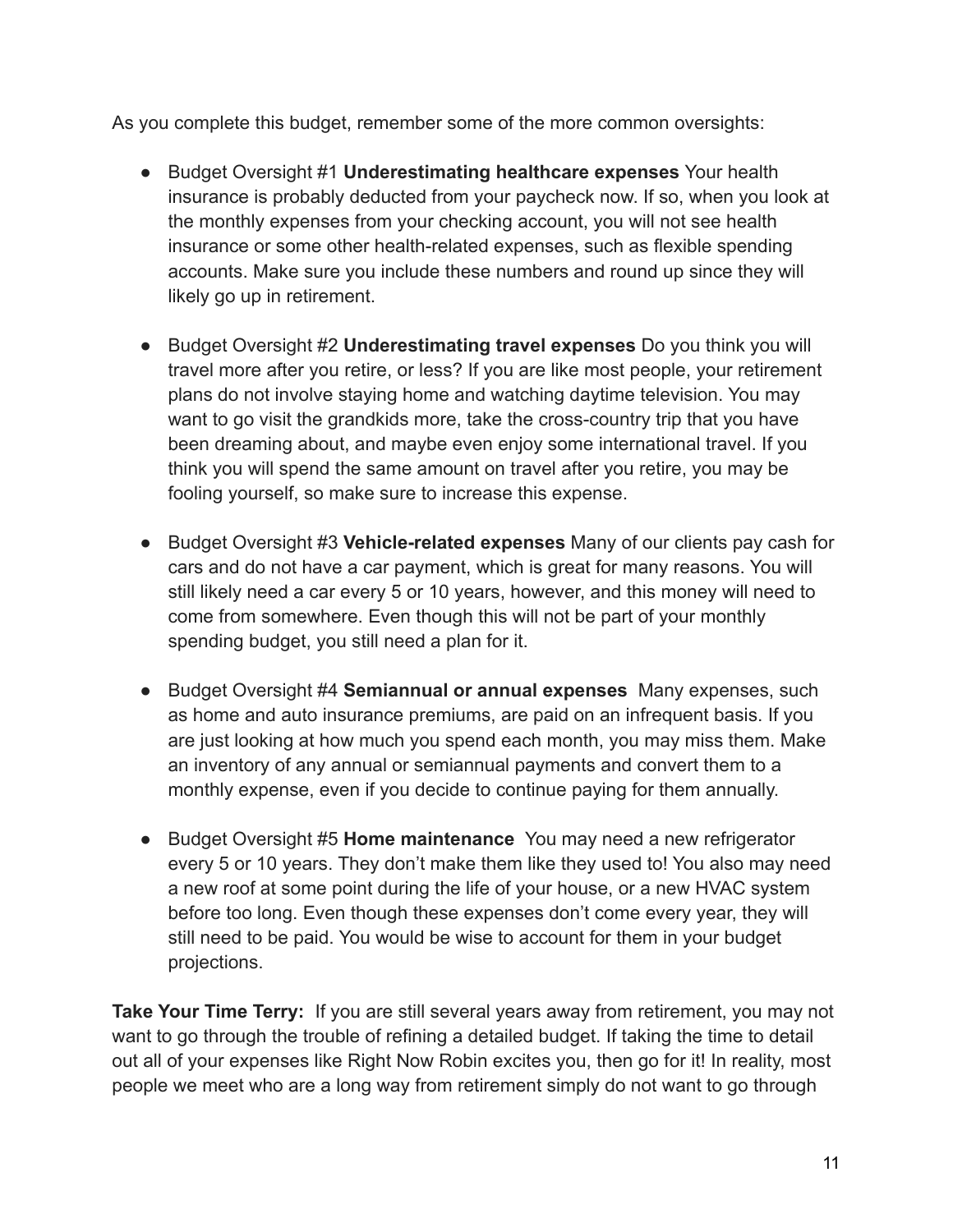As you complete this budget, remember some of the more common oversights:

- Budget Oversight #1 **Underestimating healthcare expenses** Your health insurance is probably deducted from your paycheck now. If so, when you look at the monthly expenses from your checking account, you will not see health insurance or some other health-related expenses, such as flexible spending accounts. Make sure you include these numbers and round up since they will likely go up in retirement.

- Budget Oversight #2 **Underestimating travel expenses** Do you think you will travel more after you retire, or less? If you are like most people, your retirement plans do not involve staying home and watching daytime television. You may want to go visit the grandkids more, take the cross-country trip that you have been dreaming about, and maybe even enjoy some international travel. If you think you will spend the same amount on travel after you retire, you may be fooling yourself, so make sure to increase this expense.

- Budget Oversight #3 **Vehicle-related expenses** Many of our clients pay cash for cars and do not have a car payment, which is great for many reasons. You will still likely need a car every 5 or 10 years, however, and this money will need to come from somewhere. Even though this will not be part of your monthly spending budget, you still need a plan for it.

- Budget Oversight #4 **Semiannual or annual expenses** Many expenses, such as home and auto insurance premiums, are paid on an infrequent basis. If you are just looking at how much you spend each month, you may miss them. Make an inventory of any annual or semiannual payments and convert them to a monthly expense, even if you decide to continue paying for them annually.

- Budget Oversight #5 **Home maintenance** You may need a new refrigerator every 5 or 10 years. They don't make them like they used to! You also may need a new roof at some point during the life of your house, or a new HVAC system before too long. Even though these expenses don't come every year, they will still need to be paid. You would be wise to account for them in your budget projections.

**Take Your Time Terry:** If you are still several years away from retirement, you may not want to go through the trouble of refining a detailed budget. If taking the time to detail out all of your expenses like Right Now Robin excites you, then go for it! In reality, most people we meet who are a long way from retirement simply do not want to go through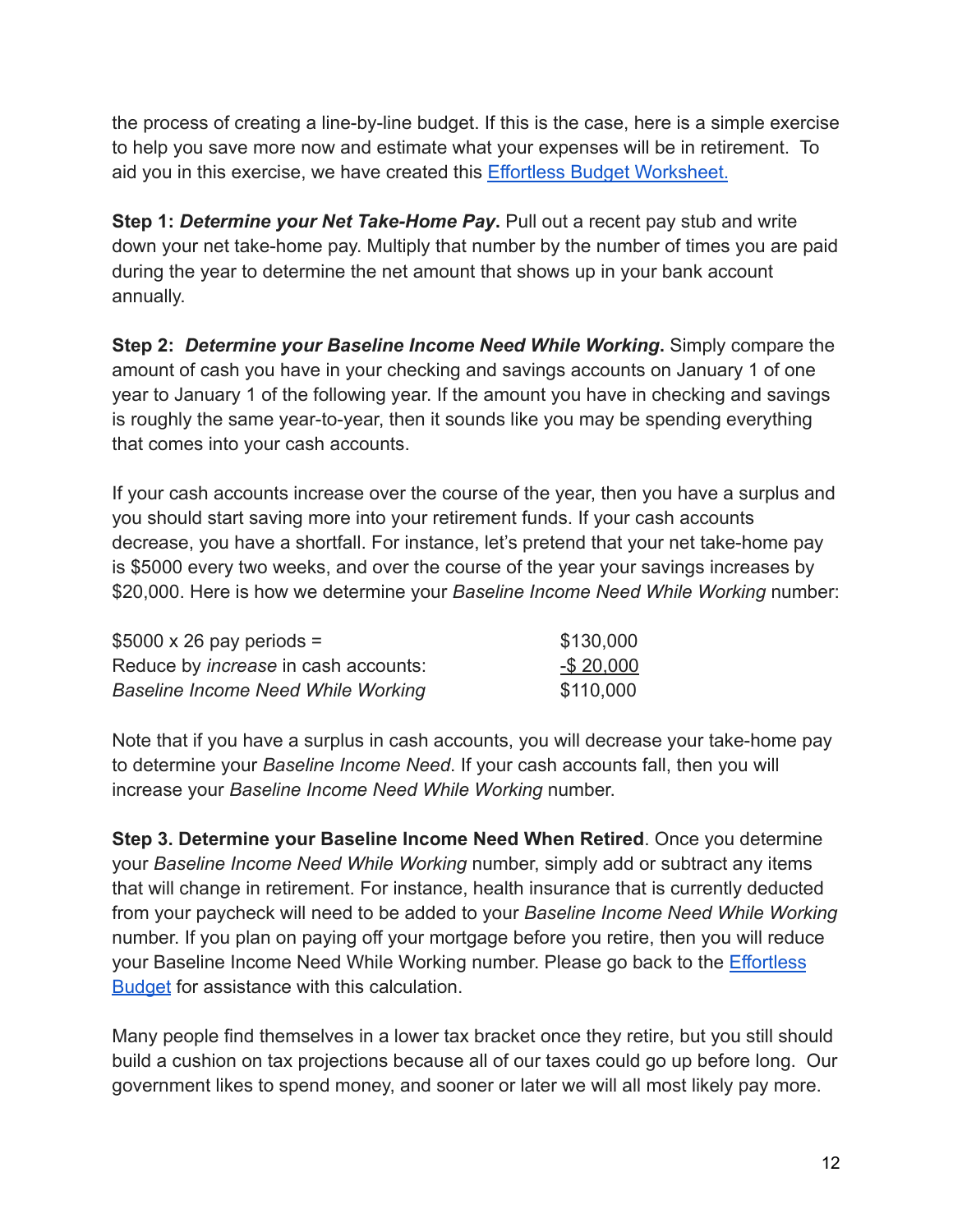the process of creating a line-by-line budget. If this is the case, here is a simple exercise to help you save more now and estimate what your expenses will be in retirement. To aid you in this exercise, we have created this [Effortless Budget Worksheet.]()

**Step 1: *Determine your Net Take-Home Pay*.** Pull out a recent pay stub and write down your net take-home pay. Multiply that number by the number of times you are paid during the year to determine the net amount that shows up in your bank account annually.

**Step 2: *Determine your Baseline Income Need While Working*.** Simply compare the amount of cash you have in your checking and savings accounts on January 1 of one year to January 1 of the following year. If the amount you have in checking and savings is roughly the same year-to-year, then it sounds like you may be spending everything that comes into your cash accounts.

If your cash accounts increase over the course of the year, then you have a surplus and you should start saving more into your retirement funds. If your cash accounts decrease, you have a shortfall. For instance, let's pretend that your net take-home pay is $5000 every two weeks, and over the course of the year your savings increases by $20,000. Here is how we determine your *Baseline Income Need While Working* number:

| | |
|---|---|
| $5000 x 26 pay periods = | $130,000 |
| Reduce by *increase* in cash accounts: | -$ 20,000 |
| *Baseline Income Need While Working* | $110,000 |

Note that if you have a surplus in cash accounts, you will decrease your take-home pay to determine your *Baseline Income Need*. If your cash accounts fall, then you will increase your *Baseline Income Need While Working* number.

**Step 3. Determine your Baseline Income Need When Retired**. Once you determine your *Baseline Income Need While Working* number, simply add or subtract any items that will change in retirement. For instance, health insurance that is currently deducted from your paycheck will need to be added to your *Baseline Income Need While Working* number. If you plan on paying off your mortgage before you retire, then you will reduce your Baseline Income Need While Working number. Please go back to the [Effortless Budget]() for assistance with this calculation.

Many people find themselves in a lower tax bracket once they retire, but you still should build a cushion on tax projections because all of our taxes could go up before long. Our government likes to spend money, and sooner or later we will all most likely pay more.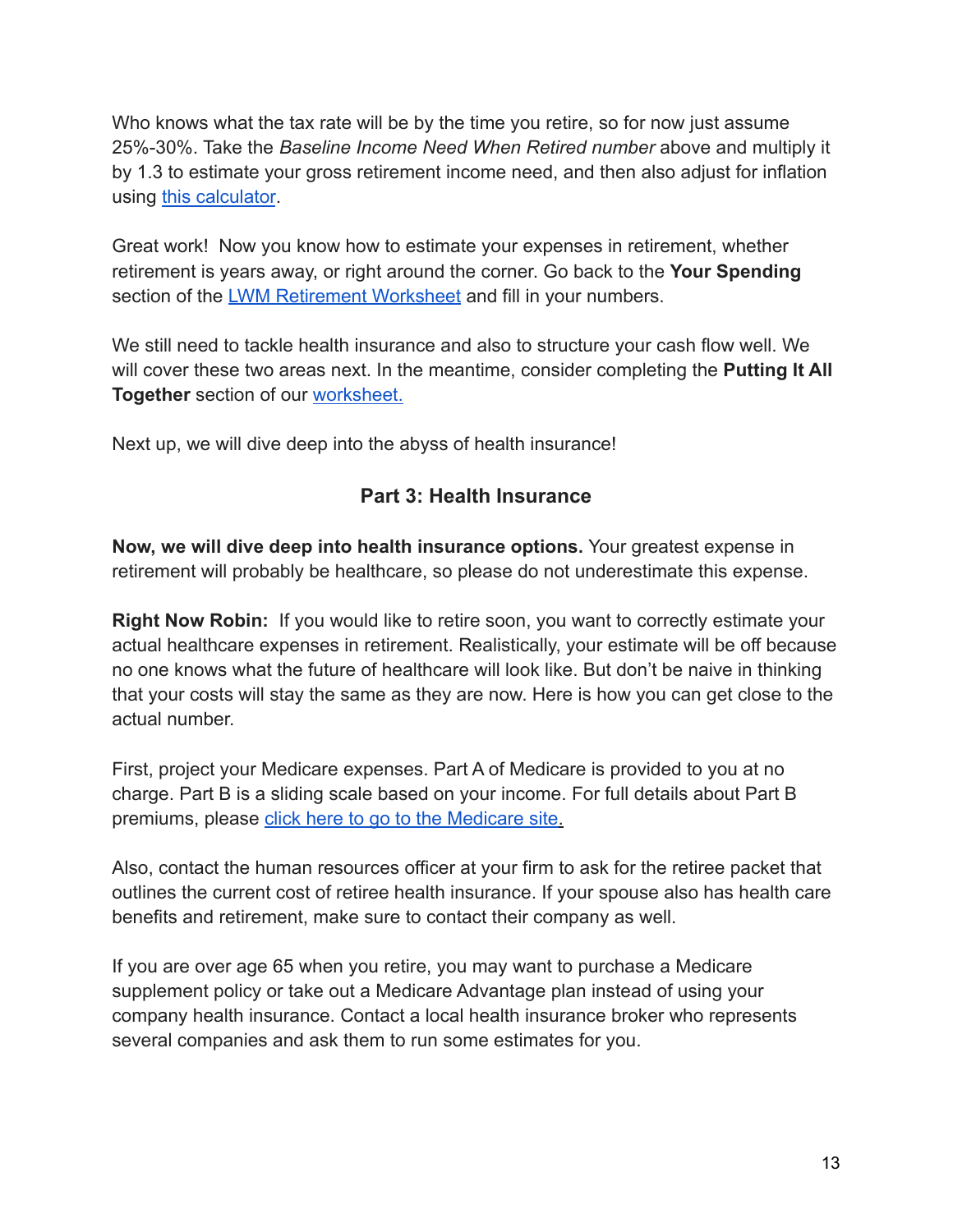Who knows what the tax rate will be by the time you retire, so for now just assume 25%-30%. Take the *Baseline Income Need When Retired number* above and multiply it by 1.3 to estimate your gross retirement income need, and then also adjust for inflation using this calculator.

Great work! Now you know how to estimate your expenses in retirement, whether retirement is years away, or right around the corner. Go back to the **Your Spending** section of the LWM Retirement Worksheet and fill in your numbers.

We still need to tackle health insurance and also to structure your cash flow well. We will cover these two areas next. In the meantime, consider completing the **Putting It All Together** section of our worksheet.

Next up, we will dive deep into the abyss of health insurance!

## Part 3: Health Insurance

**Now, we will dive deep into health insurance options.** Your greatest expense in retirement will probably be healthcare, so please do not underestimate this expense.

**Right Now Robin:** If you would like to retire soon, you want to correctly estimate your actual healthcare expenses in retirement. Realistically, your estimate will be off because no one knows what the future of healthcare will look like. But don't be naive in thinking that your costs will stay the same as they are now. Here is how you can get close to the actual number.

First, project your Medicare expenses. Part A of Medicare is provided to you at no charge. Part B is a sliding scale based on your income. For full details about Part B premiums, please click here to go to the Medicare site.

Also, contact the human resources officer at your firm to ask for the retiree packet that outlines the current cost of retiree health insurance. If your spouse also has health care benefits and retirement, make sure to contact their company as well.

If you are over age 65 when you retire, you may want to purchase a Medicare supplement policy or take out a Medicare Advantage plan instead of using your company health insurance. Contact a local health insurance broker who represents several companies and ask them to run some estimates for you.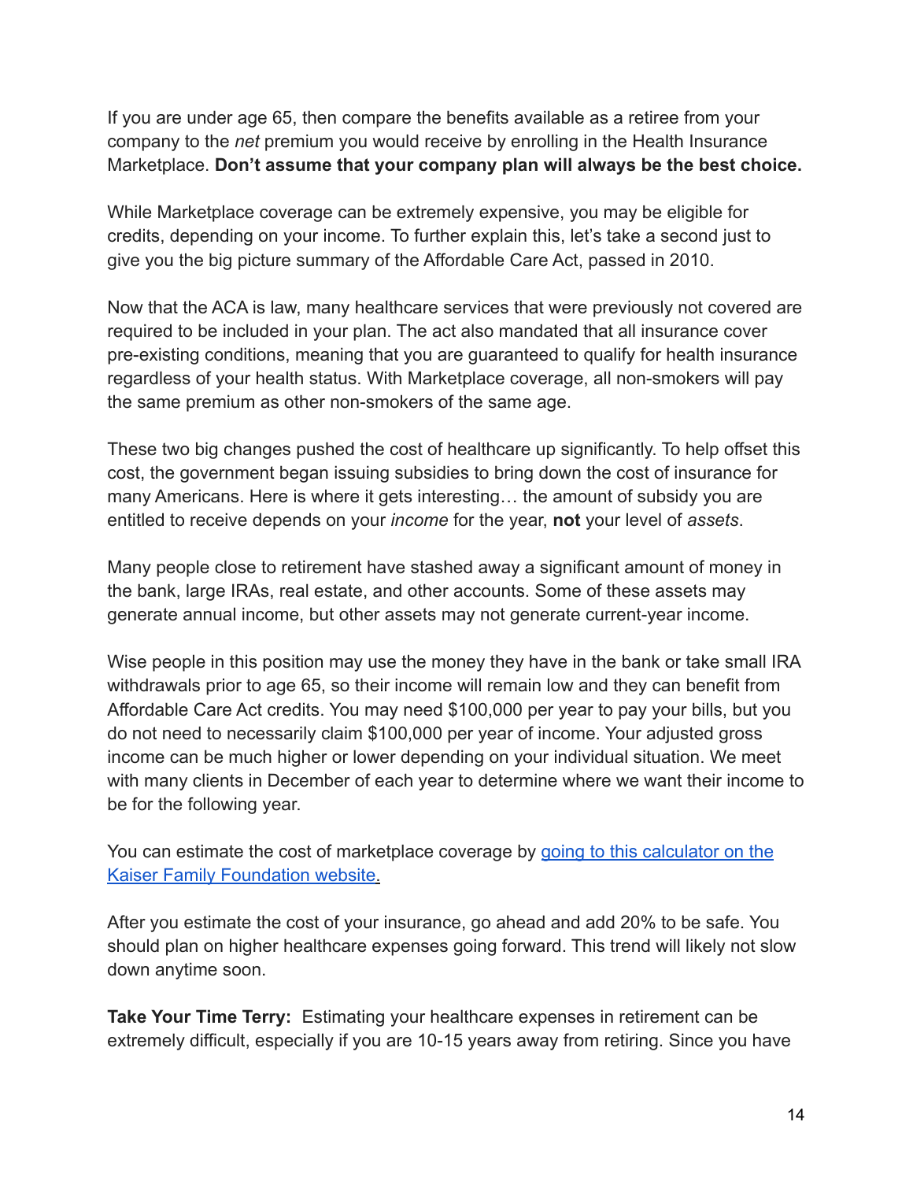If you are under age 65, then compare the benefits available as a retiree from your company to the *net* premium you would receive by enrolling in the Health Insurance Marketplace. **Don't assume that your company plan will always be the best choice.**

While Marketplace coverage can be extremely expensive, you may be eligible for credits, depending on your income. To further explain this, let's take a second just to give you the big picture summary of the Affordable Care Act, passed in 2010.

Now that the ACA is law, many healthcare services that were previously not covered are required to be included in your plan. The act also mandated that all insurance cover pre-existing conditions, meaning that you are guaranteed to qualify for health insurance regardless of your health status. With Marketplace coverage, all non-smokers will pay the same premium as other non-smokers of the same age.

These two big changes pushed the cost of healthcare up significantly. To help offset this cost, the government began issuing subsidies to bring down the cost of insurance for many Americans. Here is where it gets interesting… the amount of subsidy you are entitled to receive depends on your *income* for the year, **not** your level of *assets*.

Many people close to retirement have stashed away a significant amount of money in the bank, large IRAs, real estate, and other accounts. Some of these assets may generate annual income, but other assets may not generate current-year income.

Wise people in this position may use the money they have in the bank or take small IRA withdrawals prior to age 65, so their income will remain low and they can benefit from Affordable Care Act credits. You may need $100,000 per year to pay your bills, but you do not need to necessarily claim $100,000 per year of income. Your adjusted gross income can be much higher or lower depending on your individual situation. We meet with many clients in December of each year to determine where we want their income to be for the following year.

You can estimate the cost of marketplace coverage by [going to this calculator on the Kaiser Family Foundation website.]

After you estimate the cost of your insurance, go ahead and add 20% to be safe. You should plan on higher healthcare expenses going forward. This trend will likely not slow down anytime soon.

**Take Your Time Terry:** Estimating your healthcare expenses in retirement can be extremely difficult, especially if you are 10-15 years away from retiring. Since you have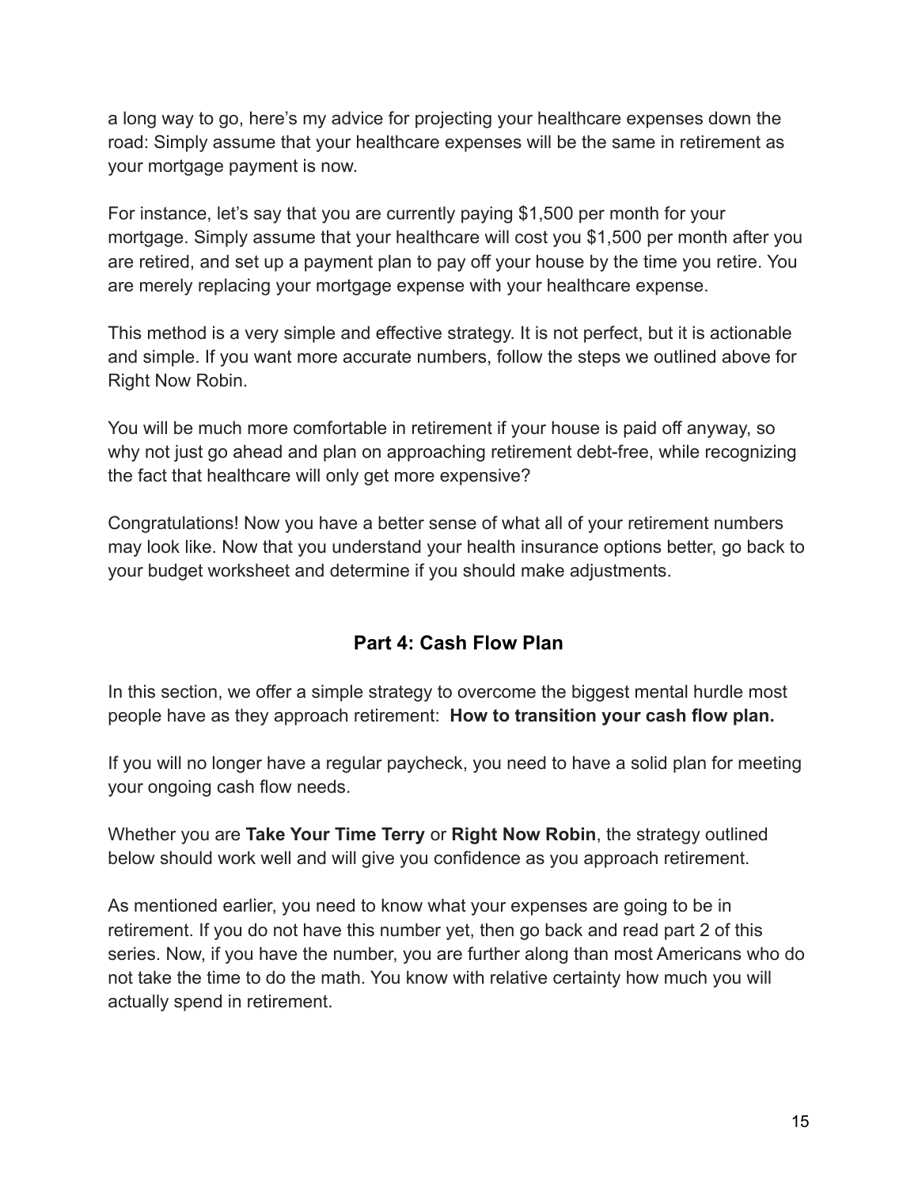a long way to go, here's my advice for projecting your healthcare expenses down the road: Simply assume that your healthcare expenses will be the same in retirement as your mortgage payment is now.

For instance, let's say that you are currently paying $1,500 per month for your mortgage. Simply assume that your healthcare will cost you $1,500 per month after you are retired, and set up a payment plan to pay off your house by the time you retire. You are merely replacing your mortgage expense with your healthcare expense.

This method is a very simple and effective strategy. It is not perfect, but it is actionable and simple. If you want more accurate numbers, follow the steps we outlined above for Right Now Robin.

You will be much more comfortable in retirement if your house is paid off anyway, so why not just go ahead and plan on approaching retirement debt-free, while recognizing the fact that healthcare will only get more expensive?

Congratulations! Now you have a better sense of what all of your retirement numbers may look like. Now that you understand your health insurance options better, go back to your budget worksheet and determine if you should make adjustments.

## Part 4: Cash Flow Plan

In this section, we offer a simple strategy to overcome the biggest mental hurdle most people have as they approach retirement: **How to transition your cash flow plan.**

If you will no longer have a regular paycheck, you need to have a solid plan for meeting your ongoing cash flow needs.

Whether you are **Take Your Time Terry** or **Right Now Robin**, the strategy outlined below should work well and will give you confidence as you approach retirement.

As mentioned earlier, you need to know what your expenses are going to be in retirement. If you do not have this number yet, then go back and read part 2 of this series. Now, if you have the number, you are further along than most Americans who do not take the time to do the math. You know with relative certainty how much you will actually spend in retirement.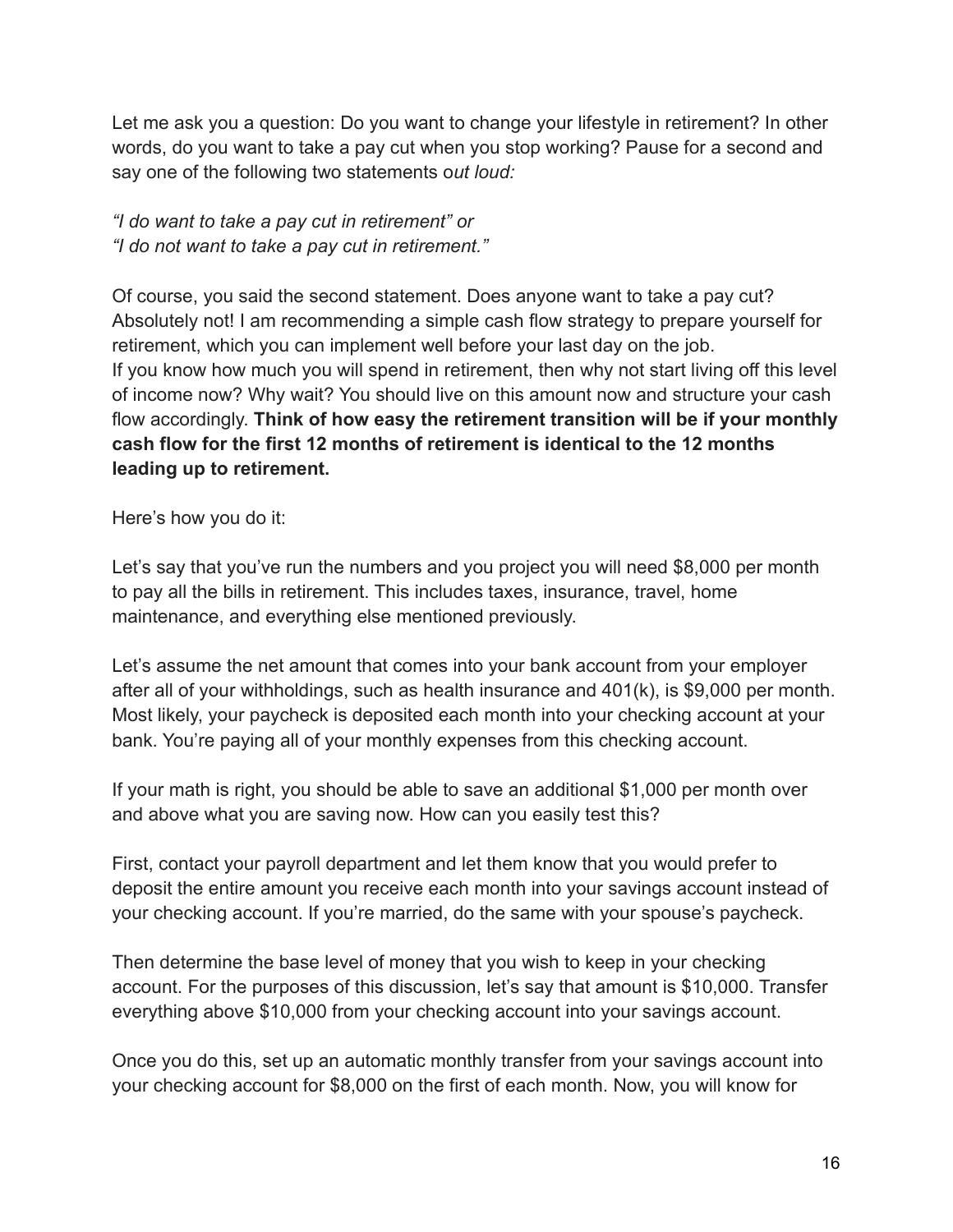Let me ask you a question: Do you want to change your lifestyle in retirement? In other words, do you want to take a pay cut when you stop working? Pause for a second and say one of the following two statements o*ut loud:*

*"I do want to take a pay cut in retirement" or*
*"I do not want to take a pay cut in retirement."*

Of course, you said the second statement. Does anyone want to take a pay cut? Absolutely not! I am recommending a simple cash flow strategy to prepare yourself for retirement, which you can implement well before your last day on the job.
If you know how much you will spend in retirement, then why not start living off this level of income now? Why wait? You should live on this amount now and structure your cash flow accordingly. **Think of how easy the retirement transition will be if your monthly cash flow for the first 12 months of retirement is identical to the 12 months leading up to retirement.**

Here's how you do it:

Let's say that you've run the numbers and you project you will need $8,000 per month to pay all the bills in retirement. This includes taxes, insurance, travel, home maintenance, and everything else mentioned previously.

Let's assume the net amount that comes into your bank account from your employer after all of your withholdings, such as health insurance and 401(k), is $9,000 per month. Most likely, your paycheck is deposited each month into your checking account at your bank. You're paying all of your monthly expenses from this checking account.

If your math is right, you should be able to save an additional $1,000 per month over and above what you are saving now. How can you easily test this?

First, contact your payroll department and let them know that you would prefer to deposit the entire amount you receive each month into your savings account instead of your checking account. If you're married, do the same with your spouse's paycheck.

Then determine the base level of money that you wish to keep in your checking account. For the purposes of this discussion, let's say that amount is $10,000. Transfer everything above $10,000 from your checking account into your savings account.

Once you do this, set up an automatic monthly transfer from your savings account into your checking account for $8,000 on the first of each month. Now, you will know for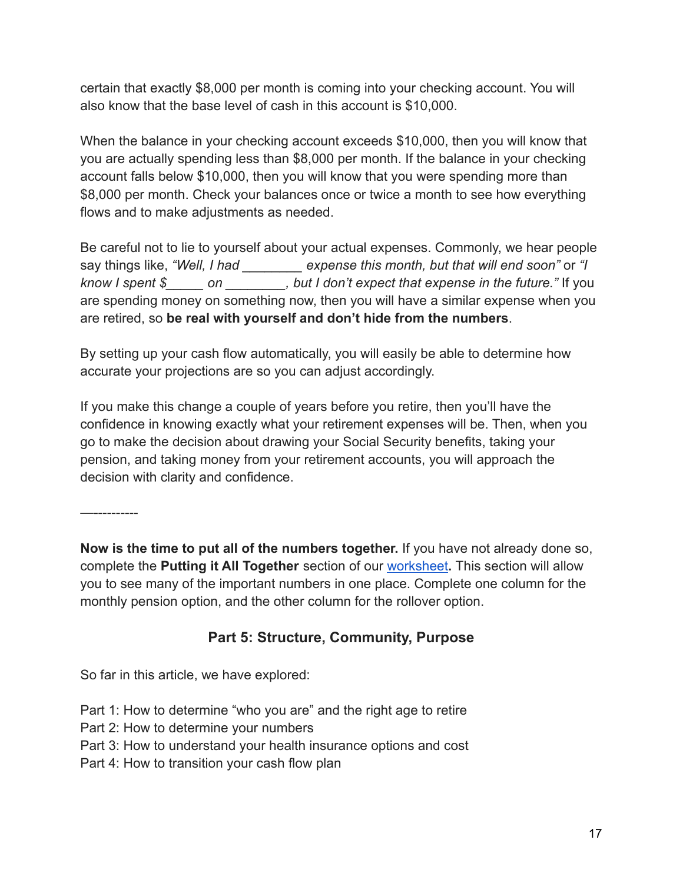certain that exactly $8,000 per month is coming into your checking account. You will also know that the base level of cash in this account is $10,000.

When the balance in your checking account exceeds $10,000, then you will know that you are actually spending less than $8,000 per month. If the balance in your checking account falls below $10,000, then you will know that you were spending more than $8,000 per month. Check your balances once or twice a month to see how everything flows and to make adjustments as needed.

Be careful not to lie to yourself about your actual expenses. Commonly, we hear people say things like, *"Well, I had ________ expense this month, but that will end soon"* or *"I know I spent $_____ on ________, but I don't expect that expense in the future."* If you are spending money on something now, then you will have a similar expense when you are retired, so **be real with yourself and don't hide from the numbers**.

By setting up your cash flow automatically, you will easily be able to determine how accurate your projections are so you can adjust accordingly.

If you make this change a couple of years before you retire, then you'll have the confidence in knowing exactly what your retirement expenses will be. Then, when you go to make the decision about drawing your Social Security benefits, taking your pension, and taking money from your retirement accounts, you will approach the decision with clarity and confidence.

—----------

**Now is the time to put all of the numbers together.** If you have not already done so, complete the **Putting it All Together** section of our worksheet**.** This section will allow you to see many of the important numbers in one place. Complete one column for the monthly pension option, and the other column for the rollover option.

## Part 5: Structure, Community, Purpose

So far in this article, we have explored:

Part 1: How to determine "who you are" and the right age to retire
Part 2: How to determine your numbers
Part 3: How to understand your health insurance options and cost
Part 4: How to transition your cash flow plan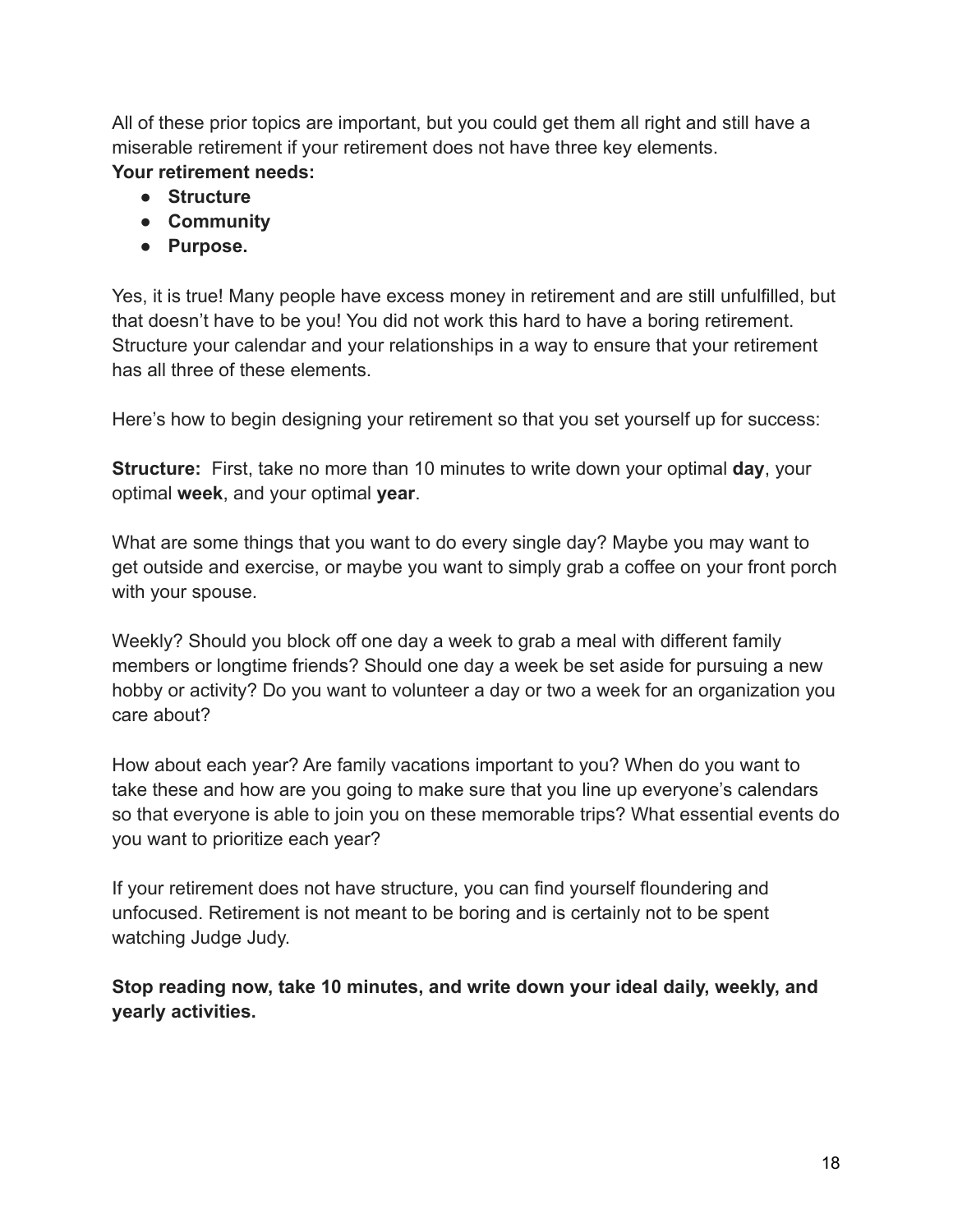All of these prior topics are important, but you could get them all right and still have a miserable retirement if your retirement does not have three key elements.

**Your retirement needs:**

- **Structure**
- **Community**
- **Purpose.**

Yes, it is true! Many people have excess money in retirement and are still unfulfilled, but that doesn't have to be you! You did not work this hard to have a boring retirement. Structure your calendar and your relationships in a way to ensure that your retirement has all three of these elements.

Here's how to begin designing your retirement so that you set yourself up for success:

**Structure:** First, take no more than 10 minutes to write down your optimal **day**, your optimal **week**, and your optimal **year**.

What are some things that you want to do every single day? Maybe you may want to get outside and exercise, or maybe you want to simply grab a coffee on your front porch with your spouse.

Weekly? Should you block off one day a week to grab a meal with different family members or longtime friends? Should one day a week be set aside for pursuing a new hobby or activity? Do you want to volunteer a day or two a week for an organization you care about?

How about each year? Are family vacations important to you? When do you want to take these and how are you going to make sure that you line up everyone's calendars so that everyone is able to join you on these memorable trips? What essential events do you want to prioritize each year?

If your retirement does not have structure, you can find yourself floundering and unfocused. Retirement is not meant to be boring and is certainly not to be spent watching Judge Judy.

**Stop reading now, take 10 minutes, and write down your ideal daily, weekly, and yearly activities.**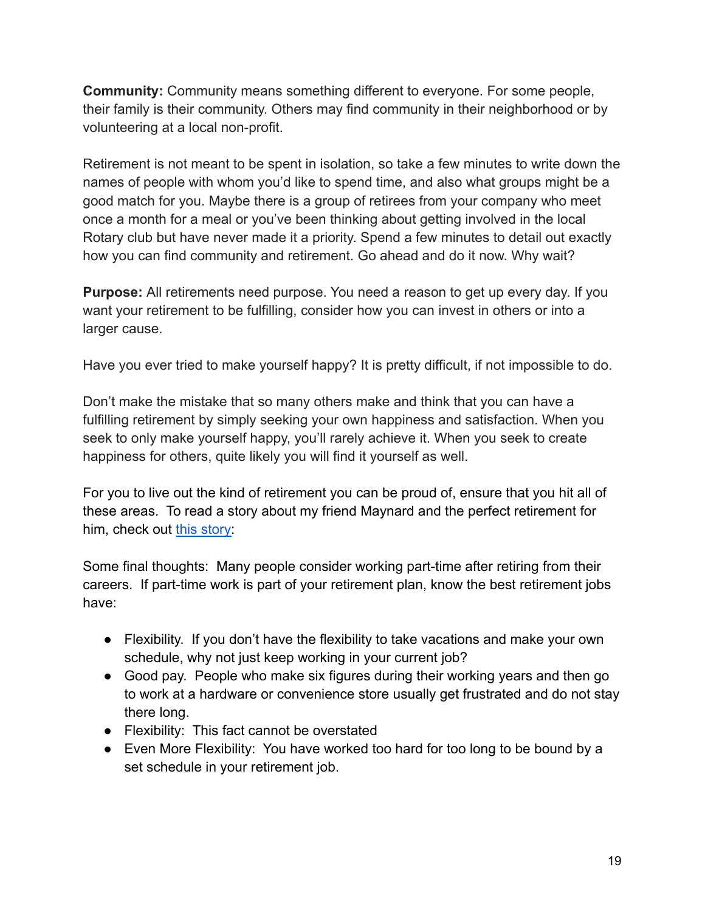**Community:** Community means something different to everyone. For some people, their family is their community. Others may find community in their neighborhood or by volunteering at a local non-profit.

Retirement is not meant to be spent in isolation, so take a few minutes to write down the names of people with whom you'd like to spend time, and also what groups might be a good match for you. Maybe there is a group of retirees from your company who meet once a month for a meal or you've been thinking about getting involved in the local Rotary club but have never made it a priority. Spend a few minutes to detail out exactly how you can find community and retirement. Go ahead and do it now. Why wait?

**Purpose:** All retirements need purpose. You need a reason to get up every day. If you want your retirement to be fulfilling, consider how you can invest in others or into a larger cause.

Have you ever tried to make yourself happy? It is pretty difficult, if not impossible to do.

Don't make the mistake that so many others make and think that you can have a fulfilling retirement by simply seeking your own happiness and satisfaction. When you seek to only make yourself happy, you'll rarely achieve it. When you seek to create happiness for others, quite likely you will find it yourself as well.

For you to live out the kind of retirement you can be proud of, ensure that you hit all of these areas. To read a story about my friend Maynard and the perfect retirement for him, check out this story:

Some final thoughts: Many people consider working part-time after retiring from their careers. If part-time work is part of your retirement plan, know the best retirement jobs have:

- Flexibility. If you don't have the flexibility to take vacations and make your own schedule, why not just keep working in your current job?
- Good pay. People who make six figures during their working years and then go to work at a hardware or convenience store usually get frustrated and do not stay there long.
- Flexibility: This fact cannot be overstated
- Even More Flexibility: You have worked too hard for too long to be bound by a set schedule in your retirement job.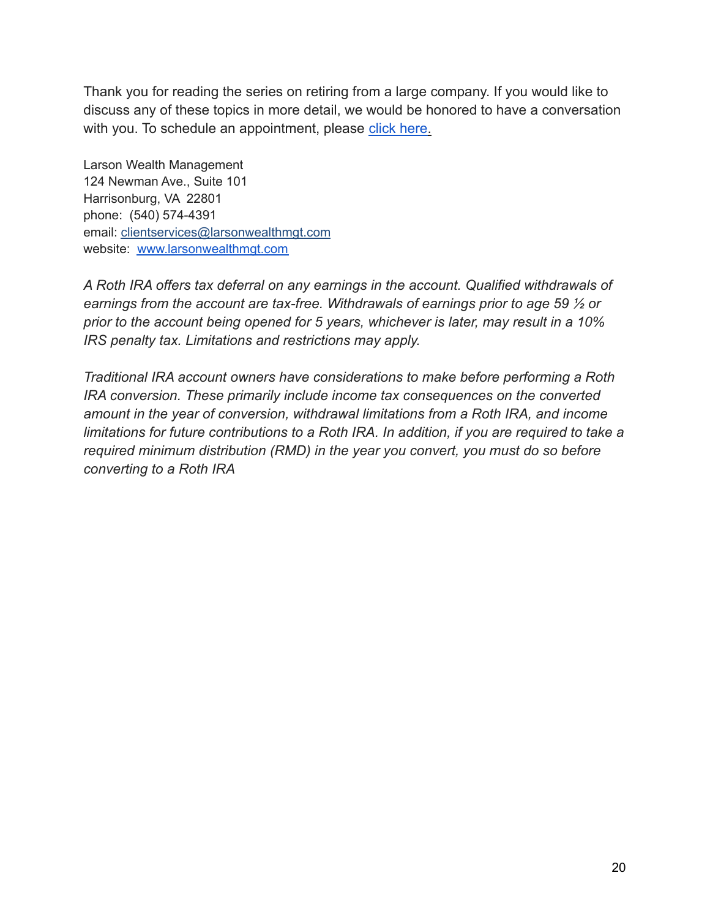Thank you for reading the series on retiring from a large company. If you would like to discuss any of these topics in more detail, we would be honored to have a conversation with you. To schedule an appointment, please click here.

Larson Wealth Management
124 Newman Ave., Suite 101
Harrisonburg, VA 22801
phone: (540) 574-4391
email: clientservices@larsonwealthmgt.com
website: www.larsonwealthmgt.com

*A Roth IRA offers tax deferral on any earnings in the account. Qualified withdrawals of earnings from the account are tax-free. Withdrawals of earnings prior to age 59 ½ or prior to the account being opened for 5 years, whichever is later, may result in a 10% IRS penalty tax. Limitations and restrictions may apply.*

*Traditional IRA account owners have considerations to make before performing a Roth IRA conversion. These primarily include income tax consequences on the converted amount in the year of conversion, withdrawal limitations from a Roth IRA, and income limitations for future contributions to a Roth IRA. In addition, if you are required to take a required minimum distribution (RMD) in the year you convert, you must do so before converting to a Roth IRA*